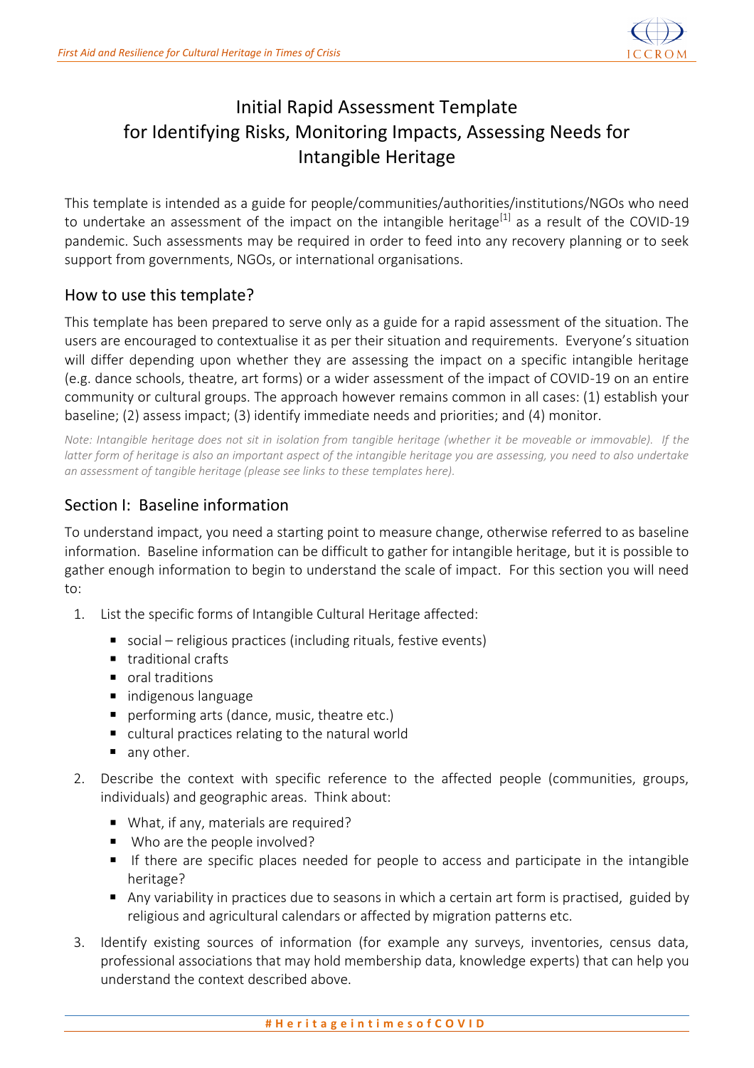# Initial Rapid Assessment Template for Identifying Risks, Monitoring Impacts, Assessing Needs for Intangible Heritage

This template is intended as a guide for people/communities/authorities/institutions/NGOs who need to undertake an assessment of the impact on the intangible heritage[1] as a result of the COVID-19 pandemic. Such assessments may be required in order to feed into any recovery planning or to seek support from governments, NGOs, or international organisations.

## How to use this template?

This template has been prepared to serve only as a guide for a rapid assessment of the situation. The users are encouraged to contextualise it as per their situation and requirements. Everyone's situation will differ depending upon whether they are assessing the impact on a specific intangible heritage (e.g. dance schools, theatre, art forms) or a wider assessment of the impact of COVID-19 on an entire community or cultural groups. The approach however remains common in all cases: (1) establish your baseline; (2) assess impact; (3) identify immediate needs and priorities; and (4) monitor.

*Note: Intangible heritage does not sit in isolation from tangible heritage (whether it be moveable or immovable). If the latter form of heritage is also an important aspect of the intangible heritage you are assessing, you need to also undertake an assessment of tangible heritage (please see links to these templates here).*

## Section I: Baseline information

To understand impact, you need a starting point to measure change, otherwise referred to as baseline information. Baseline information can be difficult to gather for intangible heritage, but it is possible to gather enough information to begin to understand the scale of impact. For this section you will need to:

1. List the specific forms of Intangible Cultural Heritage affected:
   - social – religious practices (including rituals, festive events)
   - traditional crafts
   - oral traditions
   - indigenous language
   - performing arts (dance, music, theatre etc.)
   - cultural practices relating to the natural world
   - any other.
2. Describe the context with specific reference to the affected people (communities, groups, individuals) and geographic areas. Think about:
   - What, if any, materials are required?
   - Who are the people involved?
   - If there are specific places needed for people to access and participate in the intangible heritage?
   - Any variability in practices due to seasons in which a certain art form is practised, guided by religious and agricultural calendars or affected by migration patterns etc.
3. Identify existing sources of information (for example any surveys, inventories, census data, professional associations that may hold membership data, knowledge experts) that can help you understand the context described above.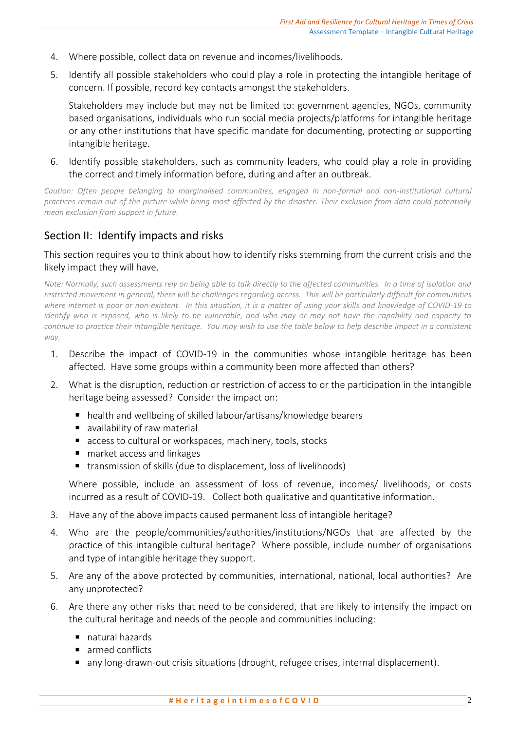4. Where possible, collect data on revenue and incomes/livelihoods.
5. Identify all possible stakeholders who could play a role in protecting the intangible heritage of concern. If possible, record key contacts amongst the stakeholders.

   Stakeholders may include but may not be limited to: government agencies, NGOs, community based organisations, individuals who run social media projects/platforms for intangible heritage or any other institutions that have specific mandate for documenting, protecting or supporting intangible heritage.
6. Identify possible stakeholders, such as community leaders, who could play a role in providing the correct and timely information before, during and after an outbreak.

*Caution: Often people belonging to marginalised communities, engaged in non-formal and non-institutional cultural practices remain out of the picture while being most affected by the disaster. Their exclusion from data could potentially mean exclusion from support in future.*

## Section II: Identify impacts and risks

This section requires you to think about how to identify risks stemming from the current crisis and the likely impact they will have.

*Note: Normally, such assessments rely on being able to talk directly to the affected communities. In a time of isolation and restricted movement in general, there will be challenges regarding access. This will be particularly difficult for communities where internet is poor or non-existent. In this situation, it is a matter of using your skills and knowledge of COVID-19 to identify who is exposed, who is likely to be vulnerable, and who may or may not have the capability and capacity to continue to practice their intangible heritage. You may wish to use the table below to help describe impact in a consistent way.*

1. Describe the impact of COVID-19 in the communities whose intangible heritage has been affected. Have some groups within a community been more affected than others?
2. What is the disruption, reduction or restriction of access to or the participation in the intangible heritage being assessed? Consider the impact on:
   - health and wellbeing of skilled labour/artisans/knowledge bearers
   - availability of raw material
   - access to cultural or workspaces, machinery, tools, stocks
   - market access and linkages
   - transmission of skills (due to displacement, loss of livelihoods)

   Where possible, include an assessment of loss of revenue, incomes/ livelihoods, or costs incurred as a result of COVID-19. Collect both qualitative and quantitative information.
3. Have any of the above impacts caused permanent loss of intangible heritage?
4. Who are the people/communities/authorities/institutions/NGOs that are affected by the practice of this intangible cultural heritage? Where possible, include number of organisations and type of intangible heritage they support.
5. Are any of the above protected by communities, international, national, local authorities? Are any unprotected?
6. Are there any other risks that need to be considered, that are likely to intensify the impact on the cultural heritage and needs of the people and communities including:
   - natural hazards
   - armed conflicts
   - any long-drawn-out crisis situations (drought, refugee crises, internal displacement).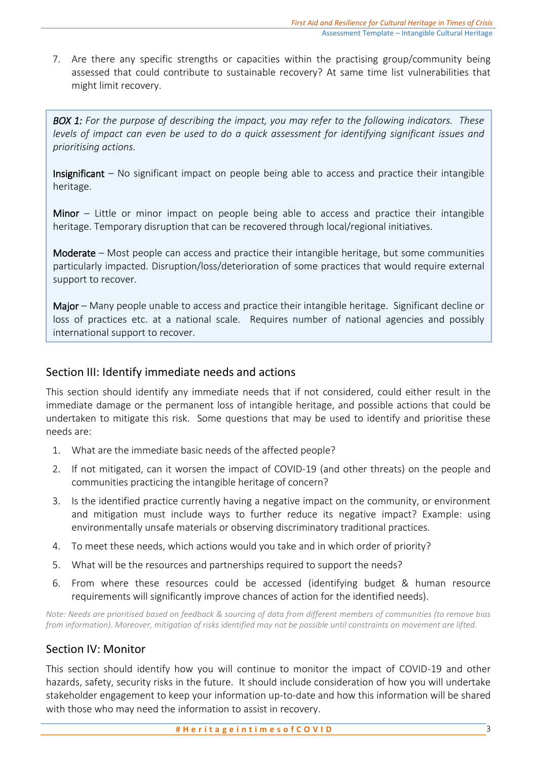7. Are there any specific strengths or capacities within the practising group/community being assessed that could contribute to sustainable recovery? At same time list vulnerabilities that might limit recovery.

> ***BOX 1:*** *For the purpose of describing the impact, you may refer to the following indicators. These levels of impact can even be used to do a quick assessment for identifying significant issues and prioritising actions.*
>
> **Insignificant** – No significant impact on people being able to access and practice their intangible heritage.
>
> **Minor** – Little or minor impact on people being able to access and practice their intangible heritage. Temporary disruption that can be recovered through local/regional initiatives.
>
> **Moderate** – Most people can access and practice their intangible heritage, but some communities particularly impacted. Disruption/loss/deterioration of some practices that would require external support to recover.
>
> **Major** – Many people unable to access and practice their intangible heritage. Significant decline or loss of practices etc. at a national scale. Requires number of national agencies and possibly international support to recover.

## Section III: Identify immediate needs and actions

This section should identify any immediate needs that if not considered, could either result in the immediate damage or the permanent loss of intangible heritage, and possible actions that could be undertaken to mitigate this risk. Some questions that may be used to identify and prioritise these needs are:

1. What are the immediate basic needs of the affected people?
2. If not mitigated, can it worsen the impact of COVID-19 (and other threats) on the people and communities practicing the intangible heritage of concern?
3. Is the identified practice currently having a negative impact on the community, or environment and mitigation must include ways to further reduce its negative impact? Example: using environmentally unsafe materials or observing discriminatory traditional practices.
4. To meet these needs, which actions would you take and in which order of priority?
5. What will be the resources and partnerships required to support the needs?
6. From where these resources could be accessed (identifying budget & human resource requirements will significantly improve chances of action for the identified needs).

*Note: Needs are prioritised based on feedback & sourcing of data from different members of communities (to remove bias from information). Moreover, mitigation of risks identified may not be possible until constraints on movement are lifted.*

## Section IV: Monitor

This section should identify how you will continue to monitor the impact of COVID-19 and other hazards, safety, security risks in the future. It should include consideration of how you will undertake stakeholder engagement to keep your information up-to-date and how this information will be shared with those who may need the information to assist in recovery.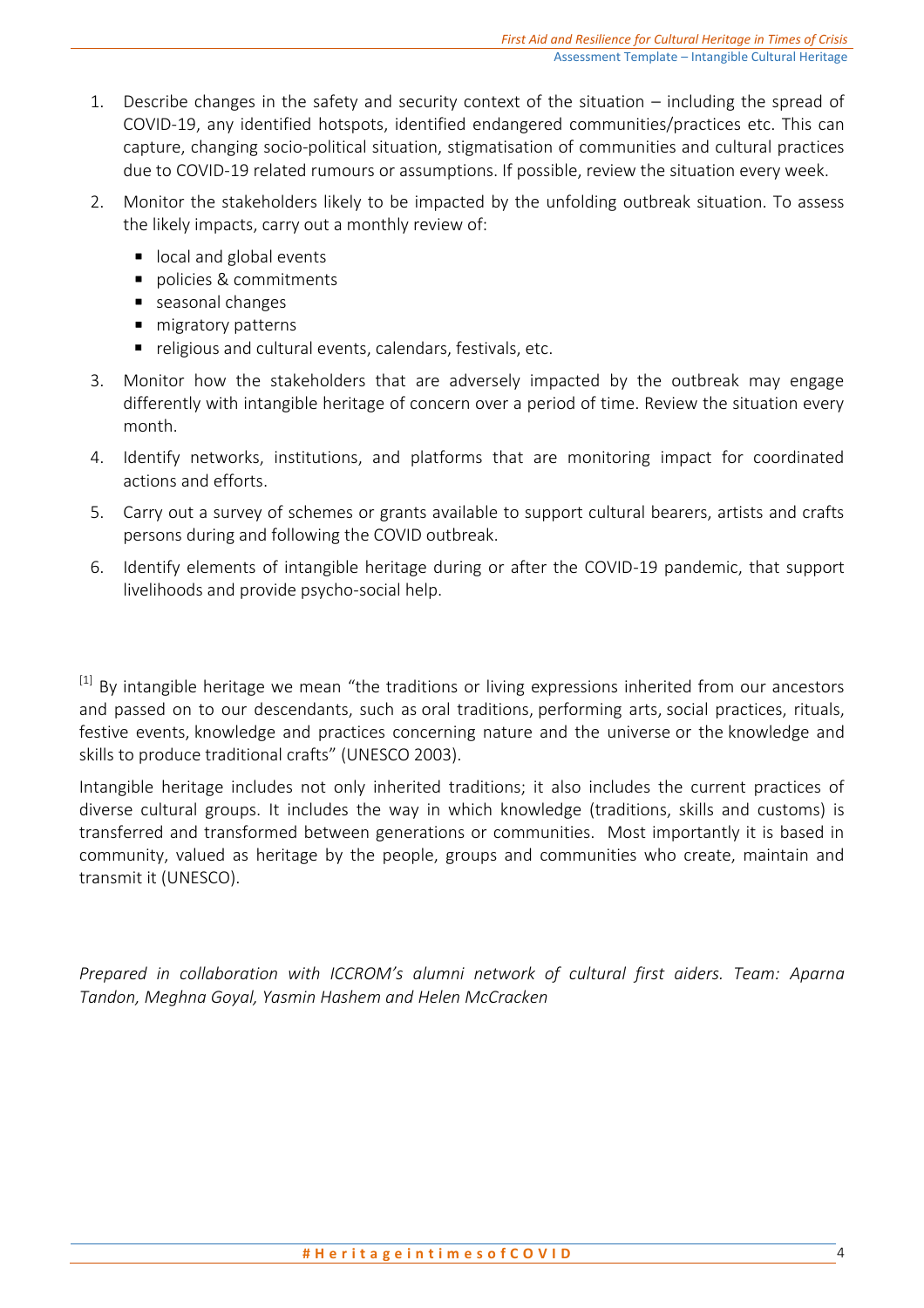1. Describe changes in the safety and security context of the situation – including the spread of COVID-19, any identified hotspots, identified endangered communities/practices etc. This can capture, changing socio-political situation, stigmatisation of communities and cultural practices due to COVID-19 related rumours or assumptions. If possible, review the situation every week.
2. Monitor the stakeholders likely to be impacted by the unfolding outbreak situation. To assess the likely impacts, carry out a monthly review of:
   - local and global events
   - policies & commitments
   - seasonal changes
   - migratory patterns
   - religious and cultural events, calendars, festivals, etc.
3. Monitor how the stakeholders that are adversely impacted by the outbreak may engage differently with intangible heritage of concern over a period of time. Review the situation every month.
4. Identify networks, institutions, and platforms that are monitoring impact for coordinated actions and efforts.
5. Carry out a survey of schemes or grants available to support cultural bearers, artists and crafts persons during and following the COVID outbreak.
6. Identify elements of intangible heritage during or after the COVID-19 pandemic, that support livelihoods and provide psycho-social help.

[1] By intangible heritage we mean "the traditions or living expressions inherited from our ancestors and passed on to our descendants, such as oral traditions, performing arts, social practices, rituals, festive events, knowledge and practices concerning nature and the universe or the knowledge and skills to produce traditional crafts" (UNESCO 2003).

Intangible heritage includes not only inherited traditions; it also includes the current practices of diverse cultural groups. It includes the way in which knowledge (traditions, skills and customs) is transferred and transformed between generations or communities. Most importantly it is based in community, valued as heritage by the people, groups and communities who create, maintain and transmit it (UNESCO).

*Prepared in collaboration with ICCROM's alumni network of cultural first aiders. Team: Aparna Tandon, Meghna Goyal, Yasmin Hashem and Helen McCracken*